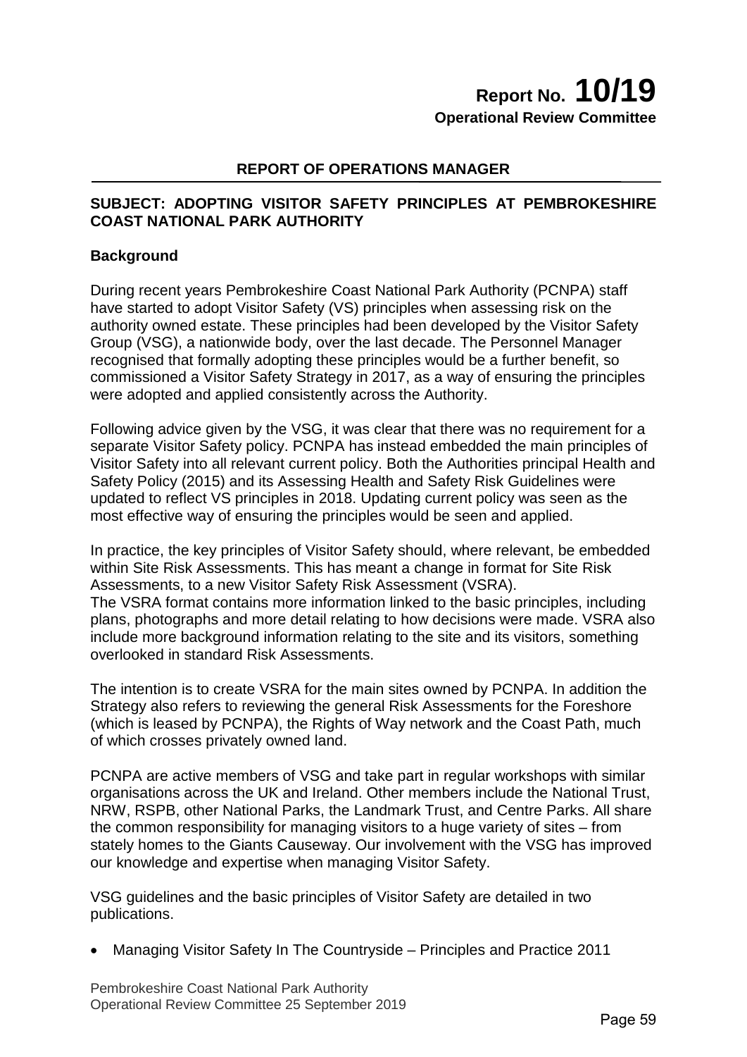# Report No. 10/19
**Operational Review Committee**

## REPORT OF OPERATIONS MANAGER

**SUBJECT: ADOPTING VISITOR SAFETY PRINCIPLES AT PEMBROKESHIRE COAST NATIONAL PARK AUTHORITY**

**Background**

During recent years Pembrokeshire Coast National Park Authority (PCNPA) staff have started to adopt Visitor Safety (VS) principles when assessing risk on the authority owned estate. These principles had been developed by the Visitor Safety Group (VSG), a nationwide body, over the last decade. The Personnel Manager recognised that formally adopting these principles would be a further benefit, so commissioned a Visitor Safety Strategy in 2017, as a way of ensuring the principles were adopted and applied consistently across the Authority.

Following advice given by the VSG, it was clear that there was no requirement for a separate Visitor Safety policy. PCNPA has instead embedded the main principles of Visitor Safety into all relevant current policy. Both the Authorities principal Health and Safety Policy (2015) and its Assessing Health and Safety Risk Guidelines were updated to reflect VS principles in 2018. Updating current policy was seen as the most effective way of ensuring the principles would be seen and applied.

In practice, the key principles of Visitor Safety should, where relevant, be embedded within Site Risk Assessments. This has meant a change in format for Site Risk Assessments, to a new Visitor Safety Risk Assessment (VSRA).
The VSRA format contains more information linked to the basic principles, including plans, photographs and more detail relating to how decisions were made. VSRA also include more background information relating to the site and its visitors, something overlooked in standard Risk Assessments.

The intention is to create VSRA for the main sites owned by PCNPA. In addition the Strategy also refers to reviewing the general Risk Assessments for the Foreshore (which is leased by PCNPA), the Rights of Way network and the Coast Path, much of which crosses privately owned land.

PCNPA are active members of VSG and take part in regular workshops with similar organisations across the UK and Ireland. Other members include the National Trust, NRW, RSPB, other National Parks, the Landmark Trust, and Centre Parks. All share the common responsibility for managing visitors to a huge variety of sites – from stately homes to the Giants Causeway. Our involvement with the VSG has improved our knowledge and expertise when managing Visitor Safety.

VSG guidelines and the basic principles of Visitor Safety are detailed in two publications.

- Managing Visitor Safety In The Countryside – Principles and Practice 2011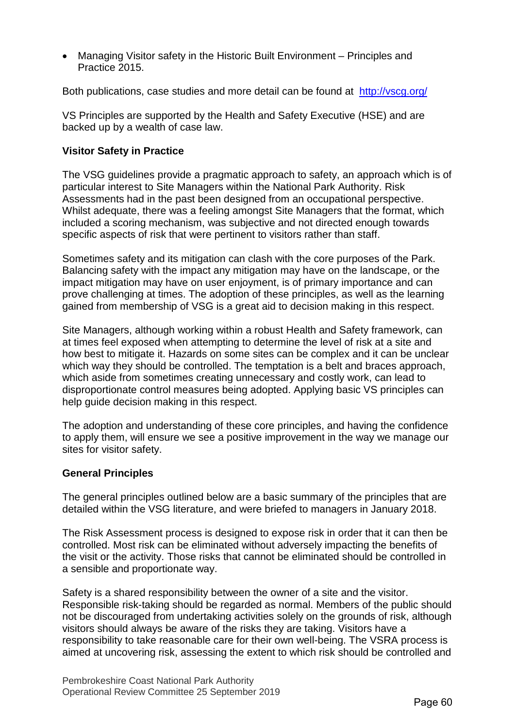- Managing Visitor safety in the Historic Built Environment – Principles and Practice 2015.

Both publications, case studies and more detail can be found at http://vscg.org/

VS Principles are supported by the Health and Safety Executive (HSE) and are backed up by a wealth of case law.

**Visitor Safety in Practice**

The VSG guidelines provide a pragmatic approach to safety, an approach which is of particular interest to Site Managers within the National Park Authority. Risk Assessments had in the past been designed from an occupational perspective. Whilst adequate, there was a feeling amongst Site Managers that the format, which included a scoring mechanism, was subjective and not directed enough towards specific aspects of risk that were pertinent to visitors rather than staff.

Sometimes safety and its mitigation can clash with the core purposes of the Park. Balancing safety with the impact any mitigation may have on the landscape, or the impact mitigation may have on user enjoyment, is of primary importance and can prove challenging at times. The adoption of these principles, as well as the learning gained from membership of VSG is a great aid to decision making in this respect.

Site Managers, although working within a robust Health and Safety framework, can at times feel exposed when attempting to determine the level of risk at a site and how best to mitigate it. Hazards on some sites can be complex and it can be unclear which way they should be controlled. The temptation is a belt and braces approach, which aside from sometimes creating unnecessary and costly work, can lead to disproportionate control measures being adopted. Applying basic VS principles can help guide decision making in this respect.

The adoption and understanding of these core principles, and having the confidence to apply them, will ensure we see a positive improvement in the way we manage our sites for visitor safety.

**General Principles**

The general principles outlined below are a basic summary of the principles that are detailed within the VSG literature, and were briefed to managers in January 2018.

The Risk Assessment process is designed to expose risk in order that it can then be controlled. Most risk can be eliminated without adversely impacting the benefits of the visit or the activity. Those risks that cannot be eliminated should be controlled in a sensible and proportionate way.

Safety is a shared responsibility between the owner of a site and the visitor. Responsible risk-taking should be regarded as normal. Members of the public should not be discouraged from undertaking activities solely on the grounds of risk, although visitors should always be aware of the risks they are taking. Visitors have a responsibility to take reasonable care for their own well-being. The VSRA process is aimed at uncovering risk, assessing the extent to which risk should be controlled and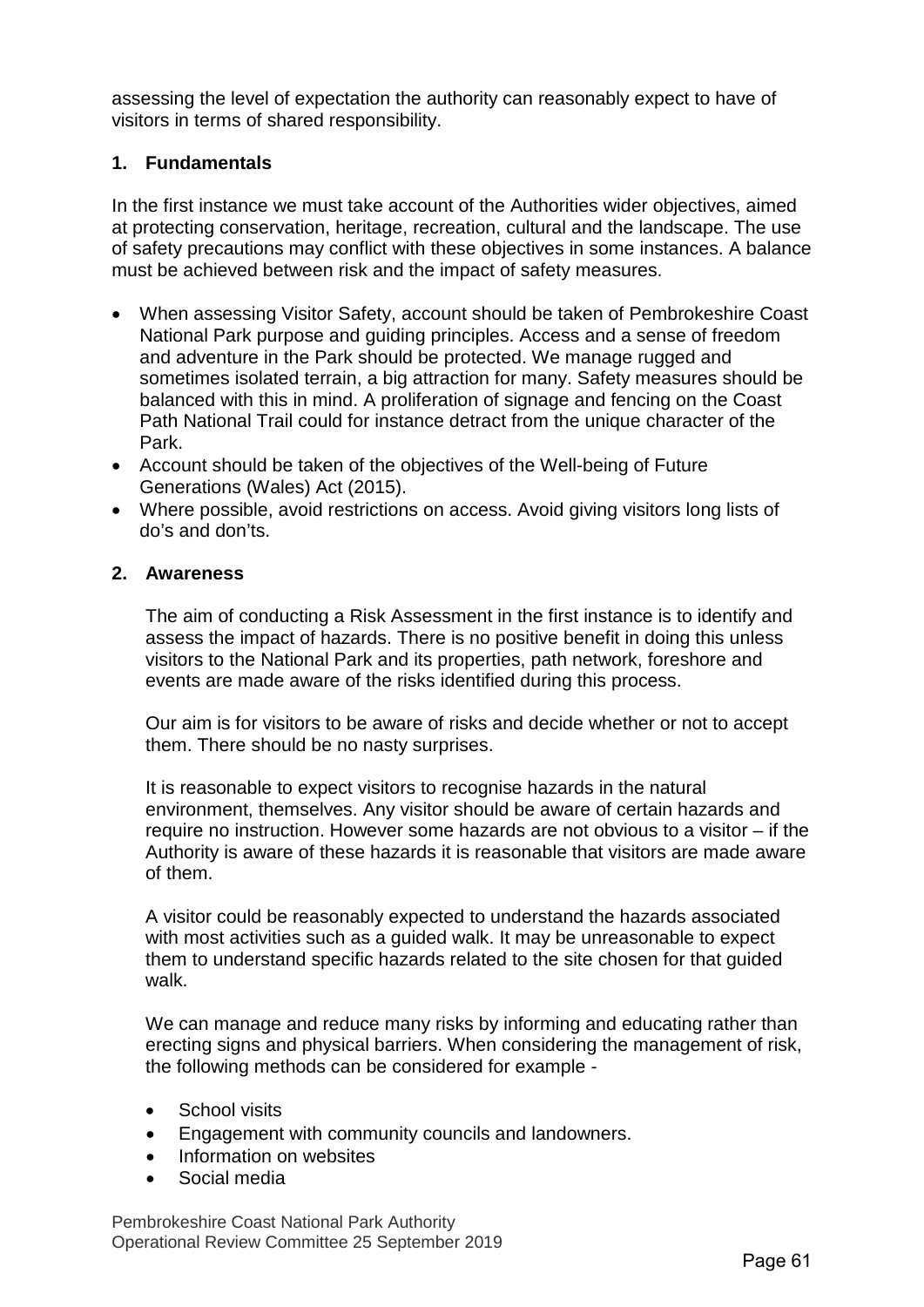assessing the level of expectation the authority can reasonably expect to have of visitors in terms of shared responsibility.

## 1. Fundamentals

In the first instance we must take account of the Authorities wider objectives, aimed at protecting conservation, heritage, recreation, cultural and the landscape. The use of safety precautions may conflict with these objectives in some instances. A balance must be achieved between risk and the impact of safety measures.

- When assessing Visitor Safety, account should be taken of Pembrokeshire Coast National Park purpose and guiding principles. Access and a sense of freedom and adventure in the Park should be protected. We manage rugged and sometimes isolated terrain, a big attraction for many. Safety measures should be balanced with this in mind. A proliferation of signage and fencing on the Coast Path National Trail could for instance detract from the unique character of the Park.
- Account should be taken of the objectives of the Well-being of Future Generations (Wales) Act (2015).
- Where possible, avoid restrictions on access. Avoid giving visitors long lists of do's and don'ts.

## 2. Awareness

The aim of conducting a Risk Assessment in the first instance is to identify and assess the impact of hazards. There is no positive benefit in doing this unless visitors to the National Park and its properties, path network, foreshore and events are made aware of the risks identified during this process.

Our aim is for visitors to be aware of risks and decide whether or not to accept them. There should be no nasty surprises.

It is reasonable to expect visitors to recognise hazards in the natural environment, themselves. Any visitor should be aware of certain hazards and require no instruction. However some hazards are not obvious to a visitor – if the Authority is aware of these hazards it is reasonable that visitors are made aware of them.

A visitor could be reasonably expected to understand the hazards associated with most activities such as a guided walk. It may be unreasonable to expect them to understand specific hazards related to the site chosen for that guided walk.

We can manage and reduce many risks by informing and educating rather than erecting signs and physical barriers. When considering the management of risk, the following methods can be considered for example -

- School visits
- Engagement with community councils and landowners.
- Information on websites
- Social media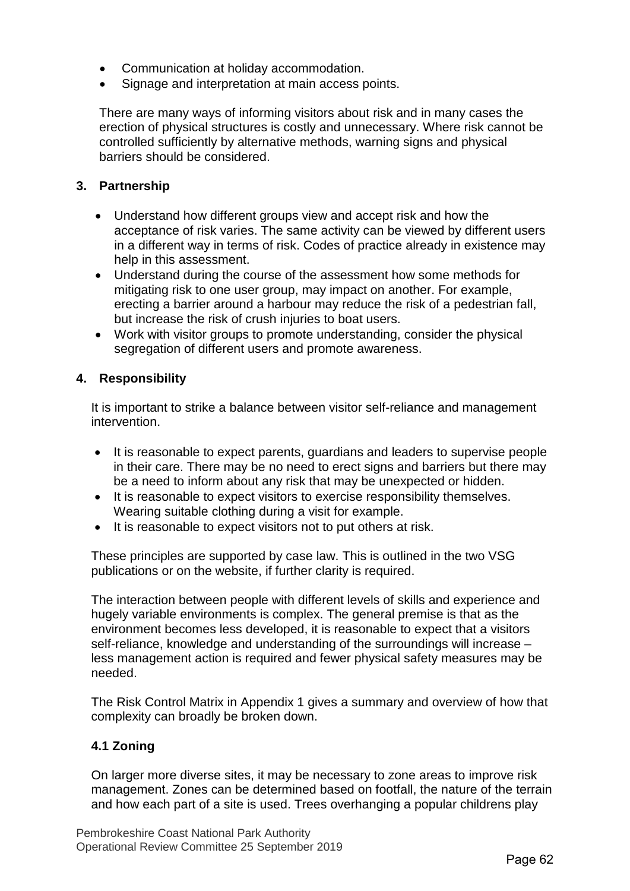- Communication at holiday accommodation.
- Signage and interpretation at main access points.

There are many ways of informing visitors about risk and in many cases the erection of physical structures is costly and unnecessary. Where risk cannot be controlled sufficiently by alternative methods, warning signs and physical barriers should be considered.

### 3. Partnership

- Understand how different groups view and accept risk and how the acceptance of risk varies. The same activity can be viewed by different users in a different way in terms of risk. Codes of practice already in existence may help in this assessment.
- Understand during the course of the assessment how some methods for mitigating risk to one user group, may impact on another. For example, erecting a barrier around a harbour may reduce the risk of a pedestrian fall, but increase the risk of crush injuries to boat users.
- Work with visitor groups to promote understanding, consider the physical segregation of different users and promote awareness.

### 4. Responsibility

It is important to strike a balance between visitor self-reliance and management intervention.

- It is reasonable to expect parents, guardians and leaders to supervise people in their care. There may be no need to erect signs and barriers but there may be a need to inform about any risk that may be unexpected or hidden.
- It is reasonable to expect visitors to exercise responsibility themselves. Wearing suitable clothing during a visit for example.
- It is reasonable to expect visitors not to put others at risk.

These principles are supported by case law. This is outlined in the two VSG publications or on the website, if further clarity is required.

The interaction between people with different levels of skills and experience and hugely variable environments is complex. The general premise is that as the environment becomes less developed, it is reasonable to expect that a visitors self-reliance, knowledge and understanding of the surroundings will increase – less management action is required and fewer physical safety measures may be needed.

The Risk Control Matrix in Appendix 1 gives a summary and overview of how that complexity can broadly be broken down.

#### 4.1 Zoning

On larger more diverse sites, it may be necessary to zone areas to improve risk management. Zones can be determined based on footfall, the nature of the terrain and how each part of a site is used. Trees overhanging a popular childrens play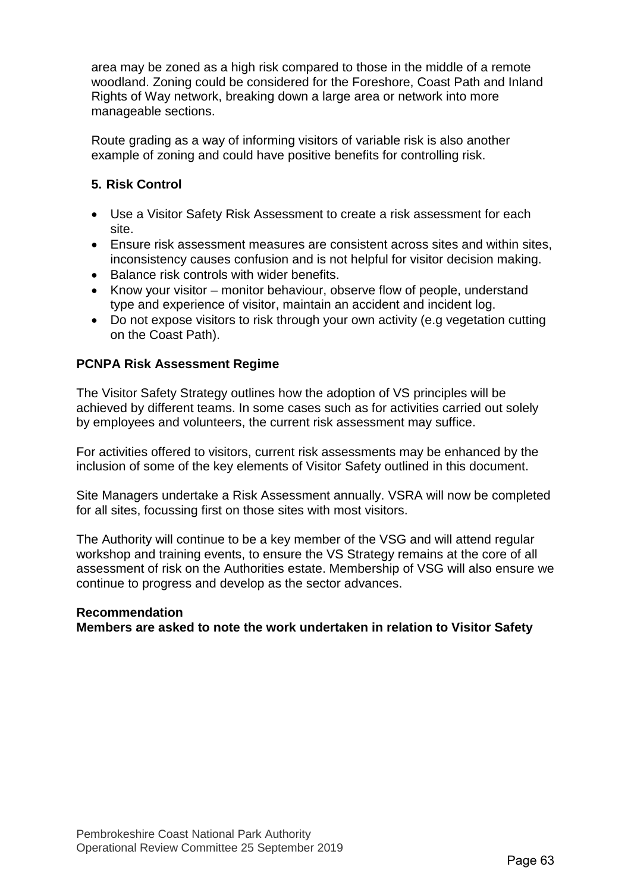area may be zoned as a high risk compared to those in the middle of a remote woodland. Zoning could be considered for the Foreshore, Coast Path and Inland Rights of Way network, breaking down a large area or network into more manageable sections.

Route grading as a way of informing visitors of variable risk is also another example of zoning and could have positive benefits for controlling risk.

**5. Risk Control**

- Use a Visitor Safety Risk Assessment to create a risk assessment for each site.
- Ensure risk assessment measures are consistent across sites and within sites, inconsistency causes confusion and is not helpful for visitor decision making.
- Balance risk controls with wider benefits.
- Know your visitor – monitor behaviour, observe flow of people, understand type and experience of visitor, maintain an accident and incident log.
- Do not expose visitors to risk through your own activity (e.g vegetation cutting on the Coast Path).

**PCNPA Risk Assessment Regime**

The Visitor Safety Strategy outlines how the adoption of VS principles will be achieved by different teams. In some cases such as for activities carried out solely by employees and volunteers, the current risk assessment may suffice.

For activities offered to visitors, current risk assessments may be enhanced by the inclusion of some of the key elements of Visitor Safety outlined in this document.

Site Managers undertake a Risk Assessment annually. VSRA will now be completed for all sites, focussing first on those sites with most visitors.

The Authority will continue to be a key member of the VSG and will attend regular workshop and training events, to ensure the VS Strategy remains at the core of all assessment of risk on the Authorities estate. Membership of VSG will also ensure we continue to progress and develop as the sector advances.

**Recommendation**
**Members are asked to note the work undertaken in relation to Visitor Safety**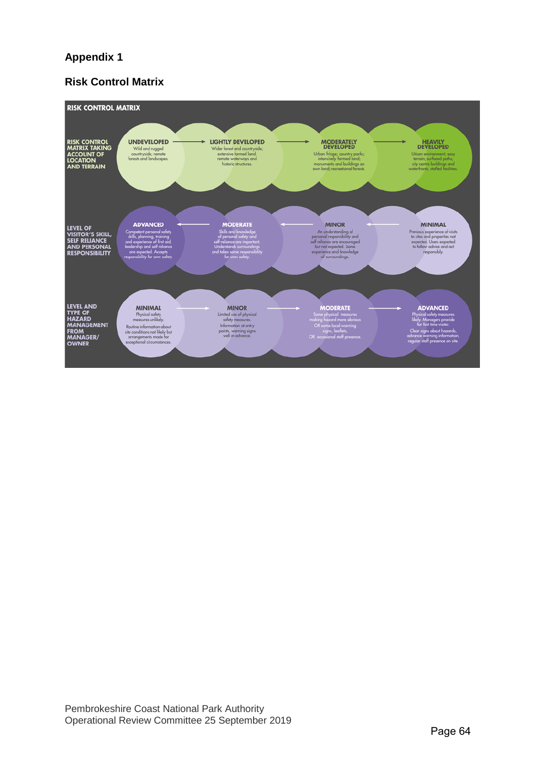## Appendix 1

## Risk Control Matrix

RISK CONTROL MATRIX

| | | | | |
|---|---|---|---|---|
| **RISK CONTROL MATRIX TAKING ACCOUNT OF LOCATION AND TERRAIN** | **UNDEVELOPED** Wild and rugged countryside; remote forests and landscapes. | **LIGHTLY DEVELOPED** Wider forest and countryside; extensive farmed land; remote waterways and historic structures. | **MODERATELY DEVELOPED** Urban fringe; country parks; intensively farmed land; monuments and buildings on own land; recreational forests. | **HEAVILY DEVELOPED** Urban environment; easy terrain; surfaced paths; city centre buildings and waterfronts; staffed facilities. |
| **LEVEL OF VISITOR'S SKILL, SELF RELIANCE AND PERSONAL RESPONSIBILITY** | **ADVANCED** Competent personal safety skills, planning, training and experience of first aid, leadership and self reliance are expected. Accepts responsibility for own safety. | **MODERATE** Skills and knowledge of personal safety and self-reliance are important. Understands surroundings and takes some responsibility for own safety. | **MINOR** An understanding of personal responsibility and self reliance are encouraged but not expected. Some experience and knowledge of surroundings. | **MINIMAL** Previous experience of visits to sites and properties not expected. Users expected to follow advice and act responsibly. |
| **LEVEL AND TYPE OF HAZARD MANAGEMENT FROM MANAGER/ OWNER** | **MINIMAL** Physical safety measures unlikely. Routine information about site conditions not likely but arrangements made for exceptional circumstances. | **MINOR** Limited use of physical safety measures. Information at entry points, warning signs well in advance. | **MODERATE** Some physical measures making hazard more obvious OR some local warning signs, leaflets, OR occasional staff presence. | **ADVANCED** Physical safety measures likely. Managers provide for first time visitor. Clear signs about hazards, advance warning information, regular staff presence on site. |

Pembrokeshire Coast National Park Authority
Operational Review Committee 25 September 2019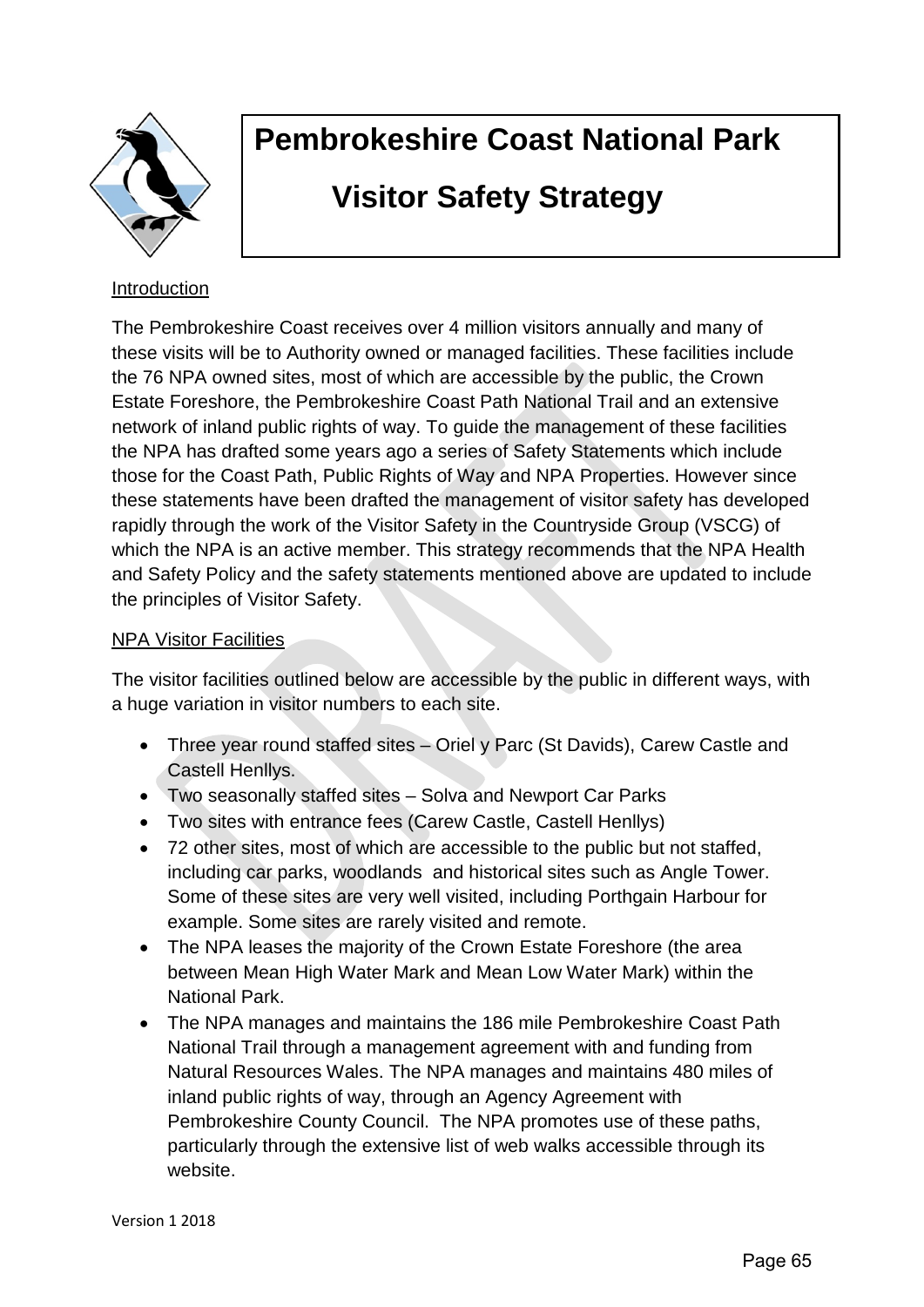# Pembrokeshire Coast National Park

# Visitor Safety Strategy

## Introduction

The Pembrokeshire Coast receives over 4 million visitors annually and many of these visits will be to Authority owned or managed facilities. These facilities include the 76 NPA owned sites, most of which are accessible by the public, the Crown Estate Foreshore, the Pembrokeshire Coast Path National Trail and an extensive network of inland public rights of way. To guide the management of these facilities the NPA has drafted some years ago a series of Safety Statements which include those for the Coast Path, Public Rights of Way and NPA Properties. However since these statements have been drafted the management of visitor safety has developed rapidly through the work of the Visitor Safety in the Countryside Group (VSCG) of which the NPA is an active member. This strategy recommends that the NPA Health and Safety Policy and the safety statements mentioned above are updated to include the principles of Visitor Safety.

## NPA Visitor Facilities

The visitor facilities outlined below are accessible by the public in different ways, with a huge variation in visitor numbers to each site.

- Three year round staffed sites – Oriel y Parc (St Davids), Carew Castle and Castell Henllys.
- Two seasonally staffed sites – Solva and Newport Car Parks
- Two sites with entrance fees (Carew Castle, Castell Henllys)
- 72 other sites, most of which are accessible to the public but not staffed, including car parks, woodlands and historical sites such as Angle Tower. Some of these sites are very well visited, including Porthgain Harbour for example. Some sites are rarely visited and remote.
- The NPA leases the majority of the Crown Estate Foreshore (the area between Mean High Water Mark and Mean Low Water Mark) within the National Park.
- The NPA manages and maintains the 186 mile Pembrokeshire Coast Path National Trail through a management agreement with and funding from Natural Resources Wales. The NPA manages and maintains 480 miles of inland public rights of way, through an Agency Agreement with Pembrokeshire County Council. The NPA promotes use of these paths, particularly through the extensive list of web walks accessible through its website.

Version 1 2018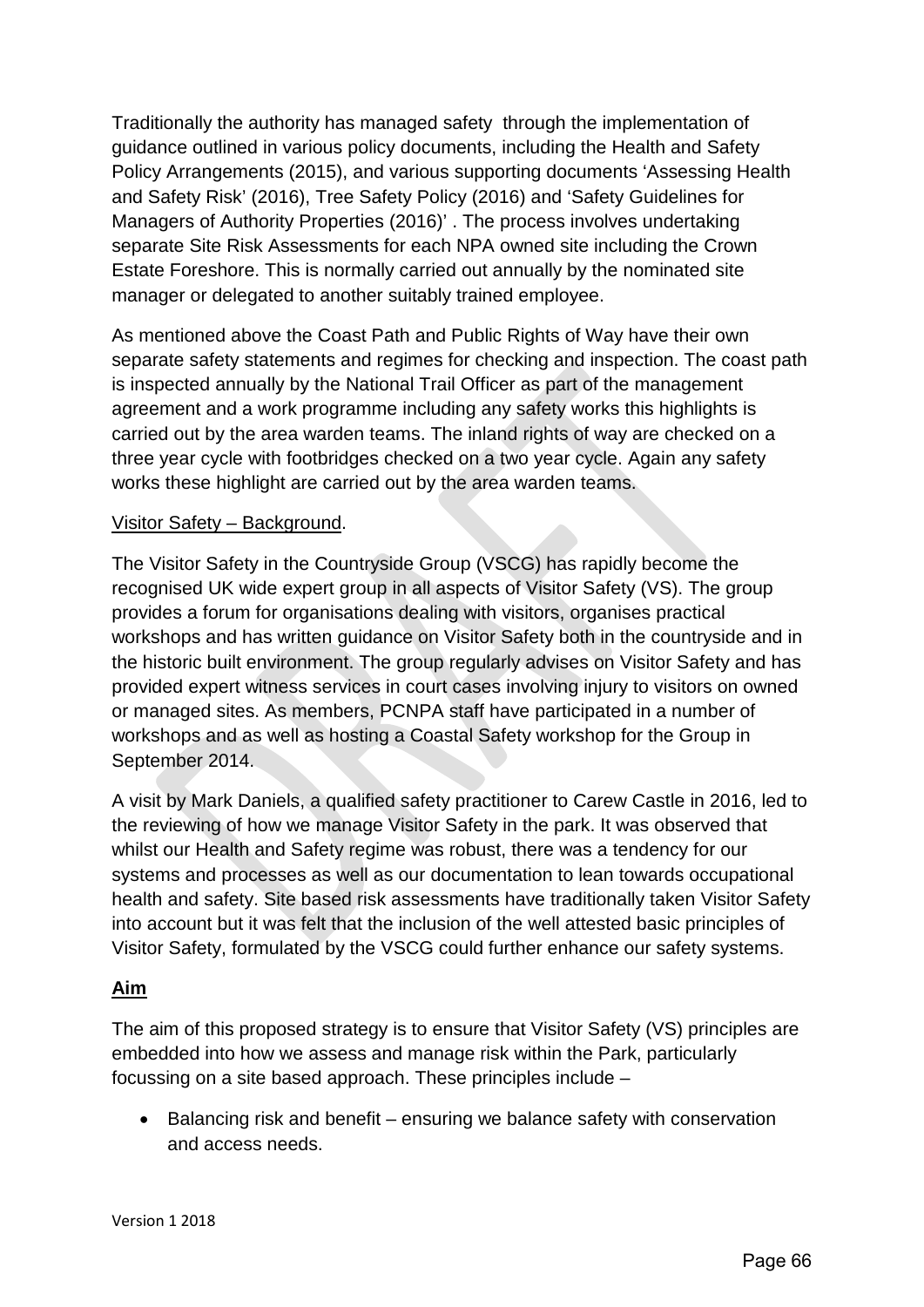Traditionally the authority has managed safety  through the implementation of guidance outlined in various policy documents, including the Health and Safety Policy Arrangements (2015), and various supporting documents 'Assessing Health and Safety Risk' (2016), Tree Safety Policy (2016) and 'Safety Guidelines for Managers of Authority Properties (2016)' . The process involves undertaking separate Site Risk Assessments for each NPA owned site including the Crown Estate Foreshore. This is normally carried out annually by the nominated site manager or delegated to another suitably trained employee.

As mentioned above the Coast Path and Public Rights of Way have their own separate safety statements and regimes for checking and inspection. The coast path is inspected annually by the National Trail Officer as part of the management agreement and a work programme including any safety works this highlights is carried out by the area warden teams. The inland rights of way are checked on a three year cycle with footbridges checked on a two year cycle. Again any safety works these highlight are carried out by the area warden teams.

Visitor Safety – Background.

The Visitor Safety in the Countryside Group (VSCG) has rapidly become the recognised UK wide expert group in all aspects of Visitor Safety (VS). The group provides a forum for organisations dealing with visitors, organises practical workshops and has written guidance on Visitor Safety both in the countryside and in the historic built environment. The group regularly advises on Visitor Safety and has provided expert witness services in court cases involving injury to visitors on owned or managed sites. As members, PCNPA staff have participated in a number of workshops and as well as hosting a Coastal Safety workshop for the Group in September 2014.

A visit by Mark Daniels, a qualified safety practitioner to Carew Castle in 2016, led to the reviewing of how we manage Visitor Safety in the park. It was observed that whilst our Health and Safety regime was robust, there was a tendency for our systems and processes as well as our documentation to lean towards occupational health and safety. Site based risk assessments have traditionally taken Visitor Safety into account but it was felt that the inclusion of the well attested basic principles of Visitor Safety, formulated by the VSCG could further enhance our safety systems.

**Aim**

The aim of this proposed strategy is to ensure that Visitor Safety (VS) principles are embedded into how we assess and manage risk within the Park, particularly focussing on a site based approach. These principles include –

- Balancing risk and benefit – ensuring we balance safety with conservation and access needs.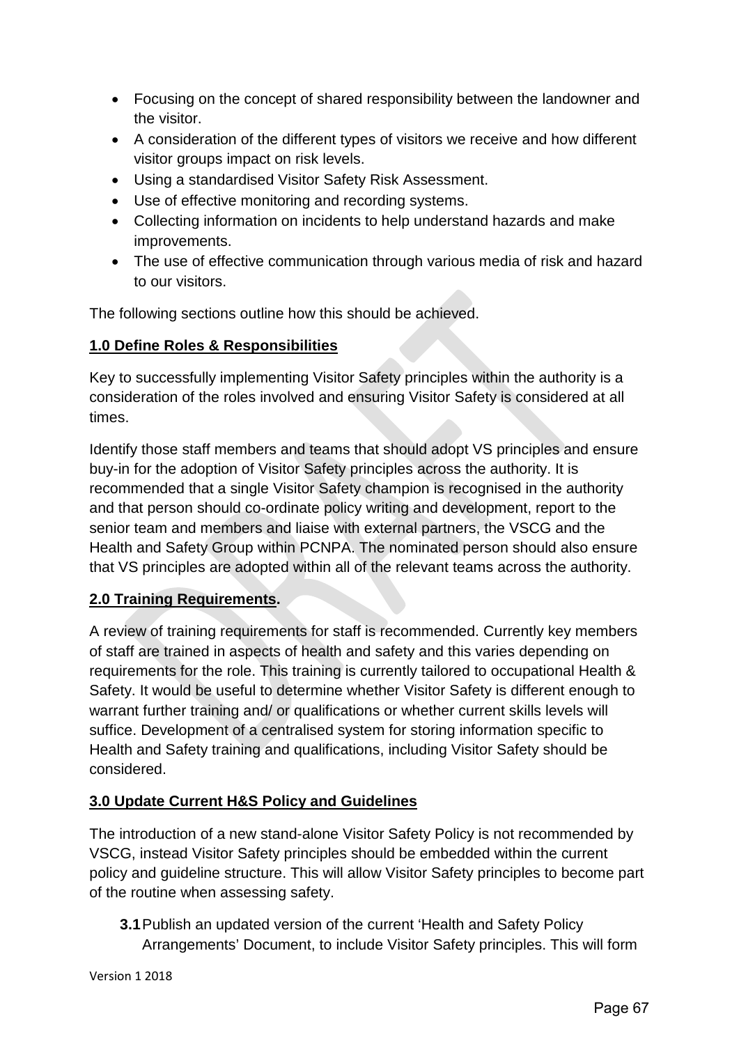- Focusing on the concept of shared responsibility between the landowner and the visitor.
- A consideration of the different types of visitors we receive and how different visitor groups impact on risk levels.
- Using a standardised Visitor Safety Risk Assessment.
- Use of effective monitoring and recording systems.
- Collecting information on incidents to help understand hazards and make improvements.
- The use of effective communication through various media of risk and hazard to our visitors.

The following sections outline how this should be achieved.

**1.0 Define Roles & Responsibilities**

Key to successfully implementing Visitor Safety principles within the authority is a consideration of the roles involved and ensuring Visitor Safety is considered at all times.

Identify those staff members and teams that should adopt VS principles and ensure buy-in for the adoption of Visitor Safety principles across the authority. It is recommended that a single Visitor Safety champion is recognised in the authority and that person should co-ordinate policy writing and development, report to the senior team and members and liaise with external partners, the VSCG and the Health and Safety Group within PCNPA. The nominated person should also ensure that VS principles are adopted within all of the relevant teams across the authority.

**2.0 Training Requirements.**

A review of training requirements for staff is recommended. Currently key members of staff are trained in aspects of health and safety and this varies depending on requirements for the role. This training is currently tailored to occupational Health & Safety. It would be useful to determine whether Visitor Safety is different enough to warrant further training and/ or qualifications or whether current skills levels will suffice. Development of a centralised system for storing information specific to Health and Safety training and qualifications, including Visitor Safety should be considered.

**3.0 Update Current H&S Policy and Guidelines**

The introduction of a new stand-alone Visitor Safety Policy is not recommended by VSCG, instead Visitor Safety principles should be embedded within the current policy and guideline structure. This will allow Visitor Safety principles to become part of the routine when assessing safety.

**3.1** Publish an updated version of the current 'Health and Safety Policy Arrangements' Document, to include Visitor Safety principles. This will form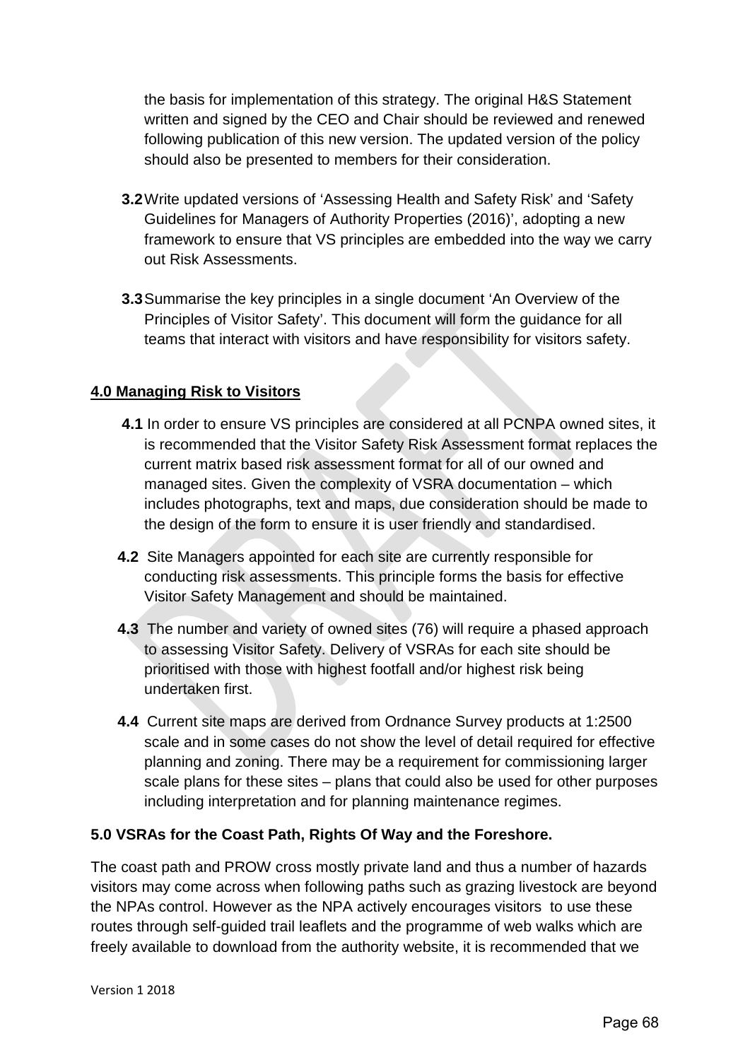the basis for implementation of this strategy. The original H&S Statement written and signed by the CEO and Chair should be reviewed and renewed following publication of this new version. The updated version of the policy should also be presented to members for their consideration.

**3.2** Write updated versions of 'Assessing Health and Safety Risk' and 'Safety Guidelines for Managers of Authority Properties (2016)', adopting a new framework to ensure that VS principles are embedded into the way we carry out Risk Assessments.

**3.3** Summarise the key principles in a single document 'An Overview of the Principles of Visitor Safety'. This document will form the guidance for all teams that interact with visitors and have responsibility for visitors safety.

## 4.0 Managing Risk to Visitors

**4.1** In order to ensure VS principles are considered at all PCNPA owned sites, it is recommended that the Visitor Safety Risk Assessment format replaces the current matrix based risk assessment format for all of our owned and managed sites. Given the complexity of VSRA documentation – which includes photographs, text and maps, due consideration should be made to the design of the form to ensure it is user friendly and standardised.

**4.2** Site Managers appointed for each site are currently responsible for conducting risk assessments. This principle forms the basis for effective Visitor Safety Management and should be maintained.

**4.3** The number and variety of owned sites (76) will require a phased approach to assessing Visitor Safety. Delivery of VSRAs for each site should be prioritised with those with highest footfall and/or highest risk being undertaken first.

**4.4** Current site maps are derived from Ordnance Survey products at 1:2500 scale and in some cases do not show the level of detail required for effective planning and zoning. There may be a requirement for commissioning larger scale plans for these sites – plans that could also be used for other purposes including interpretation and for planning maintenance regimes.

## 5.0 VSRAs for the Coast Path, Rights Of Way and the Foreshore.

The coast path and PROW cross mostly private land and thus a number of hazards visitors may come across when following paths such as grazing livestock are beyond the NPAs control. However as the NPA actively encourages visitors to use these routes through self-guided trail leaflets and the programme of web walks which are freely available to download from the authority website, it is recommended that we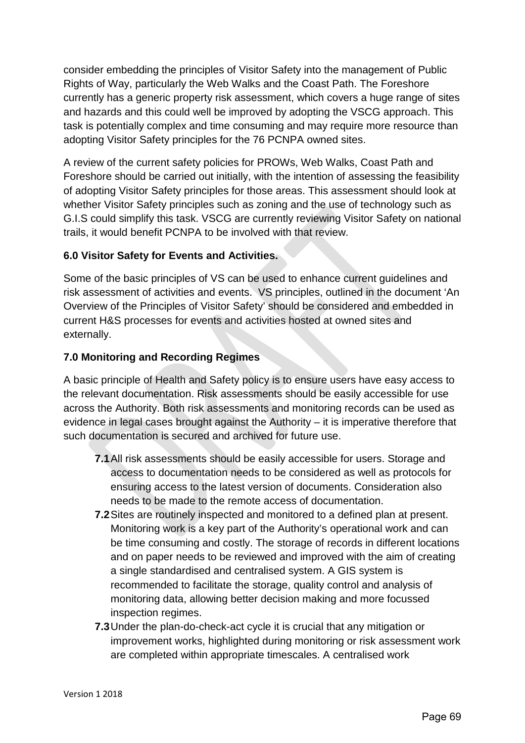consider embedding the principles of Visitor Safety into the management of Public Rights of Way, particularly the Web Walks and the Coast Path. The Foreshore currently has a generic property risk assessment, which covers a huge range of sites and hazards and this could well be improved by adopting the VSCG approach. This task is potentially complex and time consuming and may require more resource than adopting Visitor Safety principles for the 76 PCNPA owned sites.

A review of the current safety policies for PROWs, Web Walks, Coast Path and Foreshore should be carried out initially, with the intention of assessing the feasibility of adopting Visitor Safety principles for those areas. This assessment should look at whether Visitor Safety principles such as zoning and the use of technology such as G.I.S could simplify this task. VSCG are currently reviewing Visitor Safety on national trails, it would benefit PCNPA to be involved with that review.

### 6.0 Visitor Safety for Events and Activities.

Some of the basic principles of VS can be used to enhance current guidelines and risk assessment of activities and events. VS principles, outlined in the document 'An Overview of the Principles of Visitor Safety' should be considered and embedded in current H&S processes for events and activities hosted at owned sites and externally.

### 7.0 Monitoring and Recording Regimes

A basic principle of Health and Safety policy is to ensure users have easy access to the relevant documentation. Risk assessments should be easily accessible for use across the Authority. Both risk assessments and monitoring records can be used as evidence in legal cases brought against the Authority – it is imperative therefore that such documentation is secured and archived for future use.

- **7.1** All risk assessments should be easily accessible for users. Storage and access to documentation needs to be considered as well as protocols for ensuring access to the latest version of documents. Consideration also needs to be made to the remote access of documentation.
- **7.2** Sites are routinely inspected and monitored to a defined plan at present. Monitoring work is a key part of the Authority's operational work and can be time consuming and costly. The storage of records in different locations and on paper needs to be reviewed and improved with the aim of creating a single standardised and centralised system. A GIS system is recommended to facilitate the storage, quality control and analysis of monitoring data, allowing better decision making and more focussed inspection regimes.
- **7.3** Under the plan-do-check-act cycle it is crucial that any mitigation or improvement works, highlighted during monitoring or risk assessment work are completed within appropriate timescales. A centralised work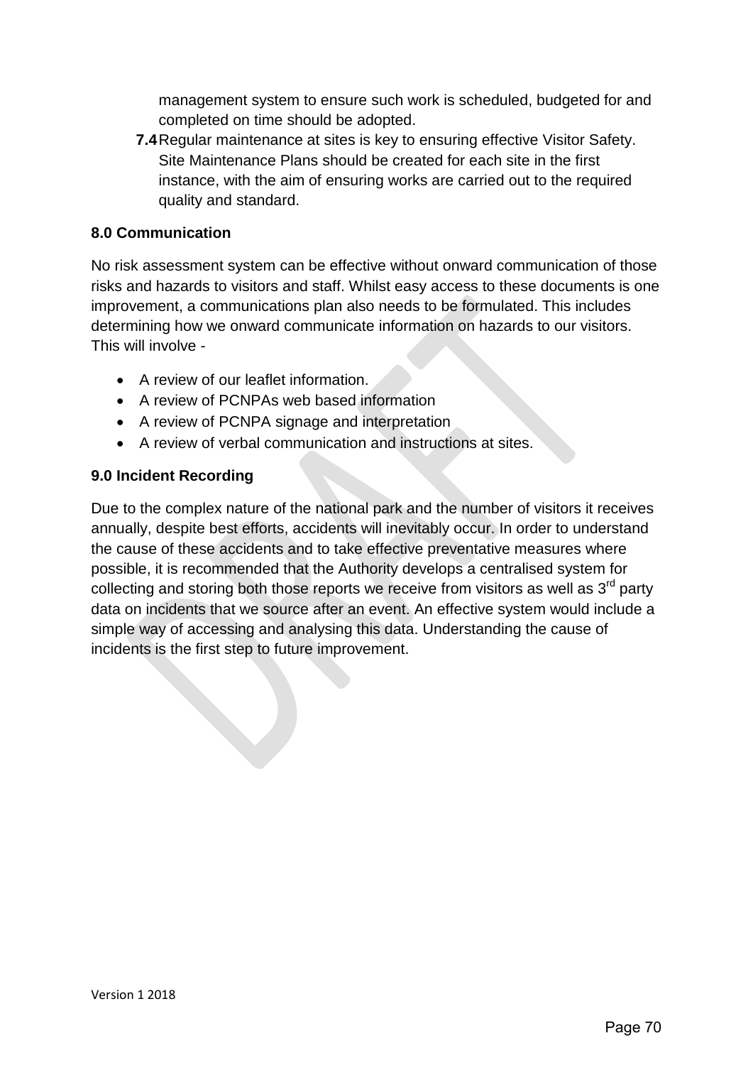management system to ensure such work is scheduled, budgeted for and completed on time should be adopted.

**7.4** Regular maintenance at sites is key to ensuring effective Visitor Safety. Site Maintenance Plans should be created for each site in the first instance, with the aim of ensuring works are carried out to the required quality and standard.

### 8.0 Communication

No risk assessment system can be effective without onward communication of those risks and hazards to visitors and staff. Whilst easy access to these documents is one improvement, a communications plan also needs to be formulated. This includes determining how we onward communicate information on hazards to our visitors. This will involve -

- A review of our leaflet information.
- A review of PCNPAs web based information
- A review of PCNPA signage and interpretation
- A review of verbal communication and instructions at sites.

### 9.0 Incident Recording

Due to the complex nature of the national park and the number of visitors it receives annually, despite best efforts, accidents will inevitably occur. In order to understand the cause of these accidents and to take effective preventative measures where possible, it is recommended that the Authority develops a centralised system for collecting and storing both those reports we receive from visitors as well as 3rd party data on incidents that we source after an event. An effective system would include a simple way of accessing and analysing this data. Understanding the cause of incidents is the first step to future improvement.